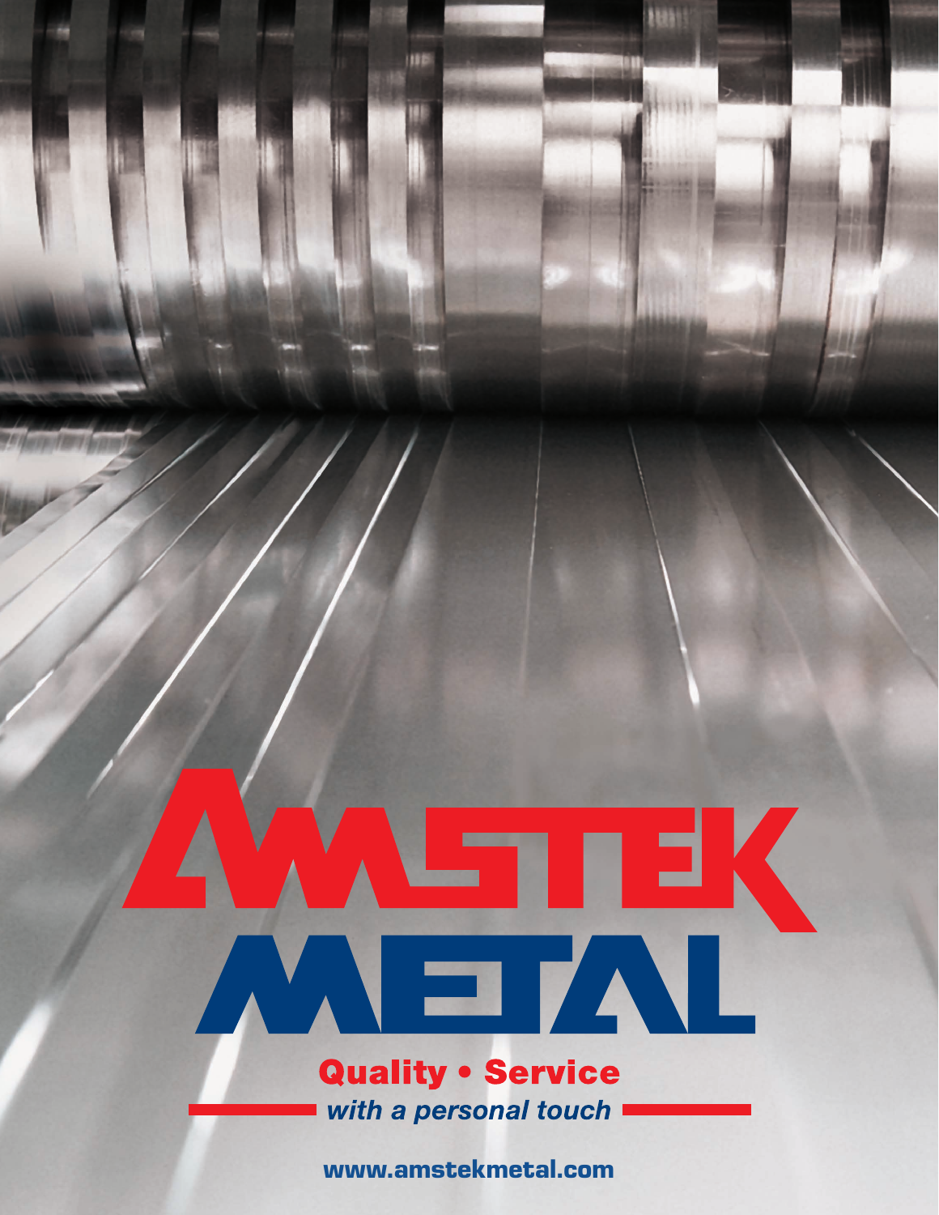# AMSTEK METAL

**Quality • Service**

*with a personal touch*

**www.amstekmetal.com**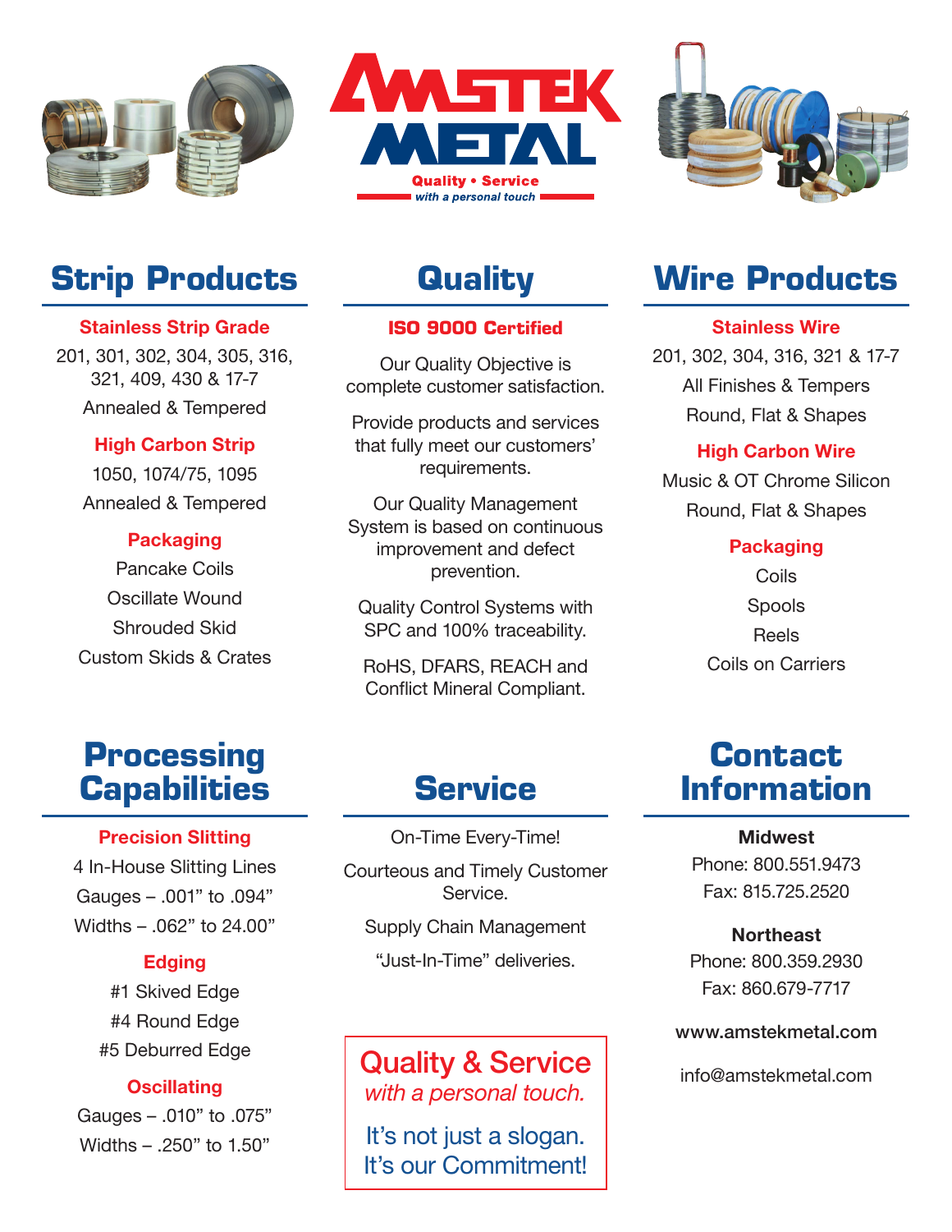AMSTEK METAL

Quality • Service
*with a personal touch*

## Strip Products

**Stainless Strip Grade**

201, 301, 302, 304, 305, 316, 321, 409, 430 & 17-7

Annealed & Tempered

**High Carbon Strip**

1050, 1074/75, 1095

Annealed & Tempered

**Packaging**

Pancake Coils

Oscillate Wound

Shrouded Skid

Custom Skids & Crates

## Quality

**ISO 9000 Certified**

Our Quality Objective is complete customer satisfaction.

Provide products and services that fully meet our customers' requirements.

Our Quality Management System is based on continuous improvement and defect prevention.

Quality Control Systems with SPC and 100% traceability.

RoHS, DFARS, REACH and Conflict Mineral Compliant.

## Wire Products

**Stainless Wire**

201, 302, 304, 316, 321 & 17-7

All Finishes & Tempers

Round, Flat & Shapes

**High Carbon Wire**

Music & OT Chrome Silicon

Round, Flat & Shapes

**Packaging**

Coils

Spools

Reels

Coils on Carriers

## Processing Capabilities

**Precision Slitting**

4 In-House Slitting Lines

Gauges – .001" to .094"

Widths – .062" to 24.00"

**Edging**

#1 Skived Edge

#4 Round Edge

#5 Deburred Edge

**Oscillating**

Gauges – .010" to .075"

Widths – .250" to 1.50"

## Service

On-Time Every-Time!

Courteous and Timely Customer Service.

Supply Chain Management

"Just-In-Time" deliveries.

**Quality & Service**
*with a personal touch.*

It's not just a slogan.
It's our Commitment!

## Contact Information

**Midwest**
Phone: 800.551.9473
Fax: 815.725.2520

**Northeast**
Phone: 800.359.2930
Fax: 860.679-7717

www.amstekmetal.com

info@amstekmetal.com